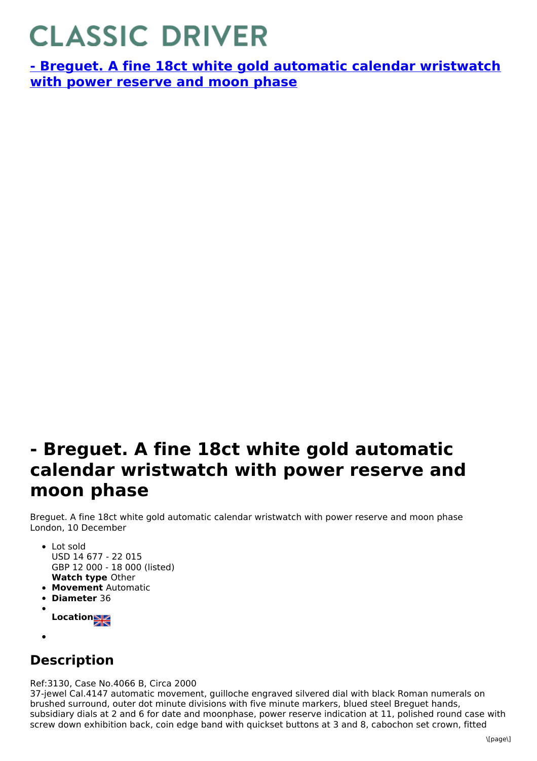# CLASSIC DRIVER

**[- Breguet. A fine 18ct white gold automatic calendar wristwatch with power reserve and moon phase]()**

# - Breguet. A fine 18ct white gold automatic calendar wristwatch with power reserve and moon phase

Breguet. A fine 18ct white gold automatic calendar wristwatch with power reserve and moon phase
London, 10 December

- Lot sold
  USD 14 677 - 22 015
  GBP 12 000 - 18 000 (listed)
  **Watch type** Other
- **Movement** Automatic
- **Diameter** 36
- **Location**
-

## Description

Ref:3130, Case No.4066 B, Circa 2000
37-jewel Cal.4147 automatic movement, guilloche engraved silvered dial with black Roman numerals on brushed surround, outer dot minute divisions with five minute markers, blued steel Breguet hands, subsidiary dials at 2 and 6 for date and moonphase, power reserve indication at 11, polished round case with screw down exhibition back, coin edge band with quickset buttons at 3 and 8, cabochon set crown, fitted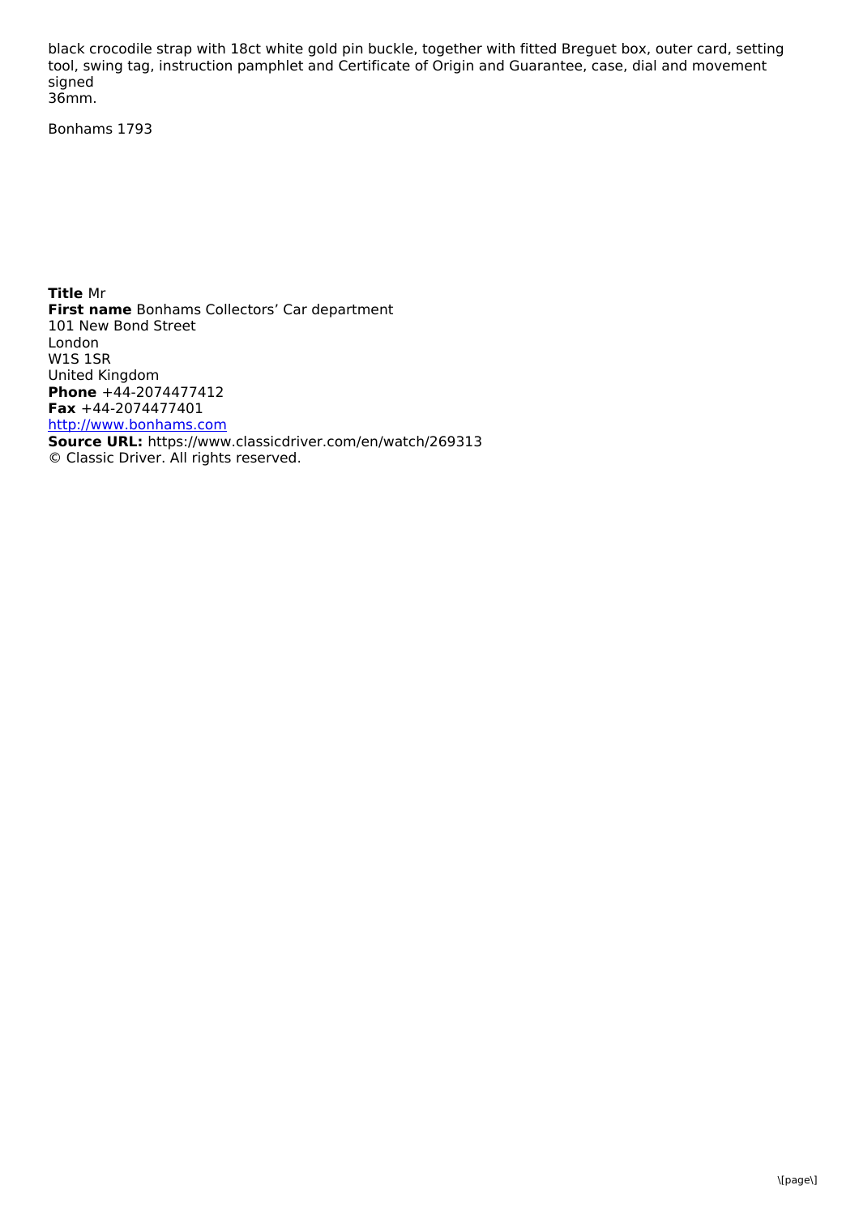black crocodile strap with 18ct white gold pin buckle, together with fitted Breguet box, outer card, setting tool, swing tag, instruction pamphlet and Certificate of Origin and Guarantee, case, dial and movement signed
36mm.

Bonhams 1793

**Title** Mr
**First name** Bonhams Collectors' Car department
101 New Bond Street
London
W1S 1SR
United Kingdom
**Phone** +44-2074477412
**Fax** +44-2074477401
http://www.bonhams.com
**Source URL:** https://www.classicdriver.com/en/watch/269313
© Classic Driver. All rights reserved.